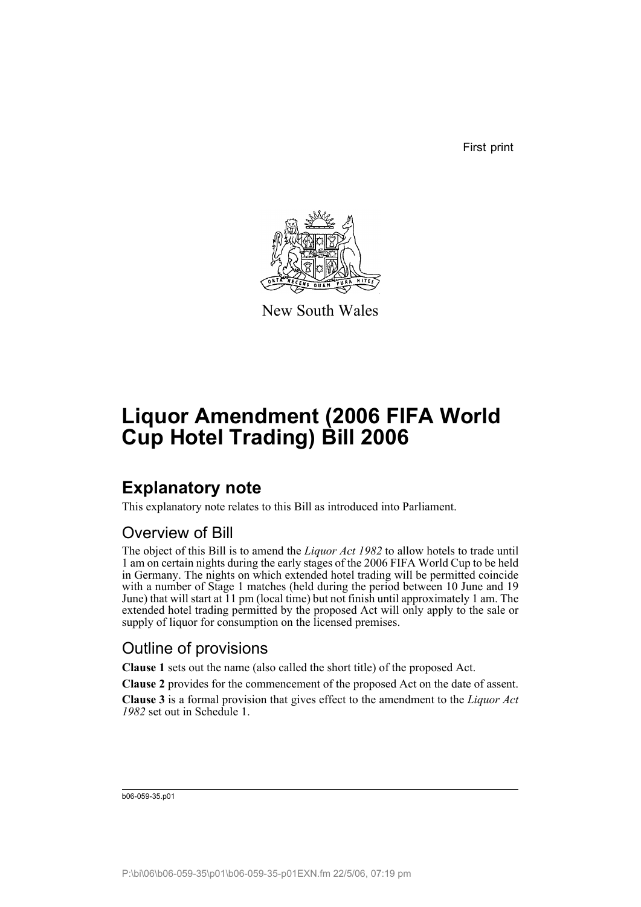First print

New South Wales

# Liquor Amendment (2006 FIFA World Cup Hotel Trading) Bill 2006

## Explanatory note

This explanatory note relates to this Bill as introduced into Parliament.

### Overview of Bill

The object of this Bill is to amend the *Liquor Act 1982* to allow hotels to trade until 1 am on certain nights during the early stages of the 2006 FIFA World Cup to be held in Germany. The nights on which extended hotel trading will be permitted coincide with a number of Stage 1 matches (held during the period between 10 June and 19 June) that will start at 11 pm (local time) but not finish until approximately 1 am. The extended hotel trading permitted by the proposed Act will only apply to the sale or supply of liquor for consumption on the licensed premises.

### Outline of provisions

**Clause 1** sets out the name (also called the short title) of the proposed Act.

**Clause 2** provides for the commencement of the proposed Act on the date of assent.

**Clause 3** is a formal provision that gives effect to the amendment to the *Liquor Act 1982* set out in Schedule 1.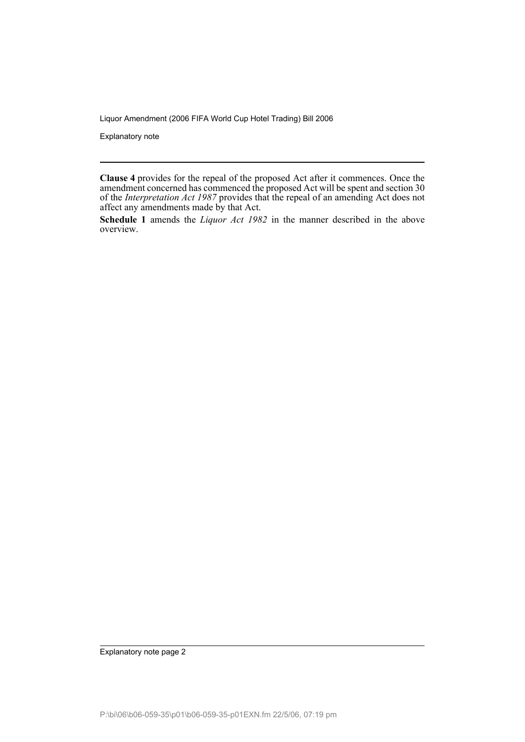**Clause 4** provides for the repeal of the proposed Act after it commences. Once the amendment concerned has commenced the proposed Act will be spent and section 30 of the *Interpretation Act 1987* provides that the repeal of an amending Act does not affect any amendments made by that Act.

**Schedule 1** amends the *Liquor Act 1982* in the manner described in the above overview.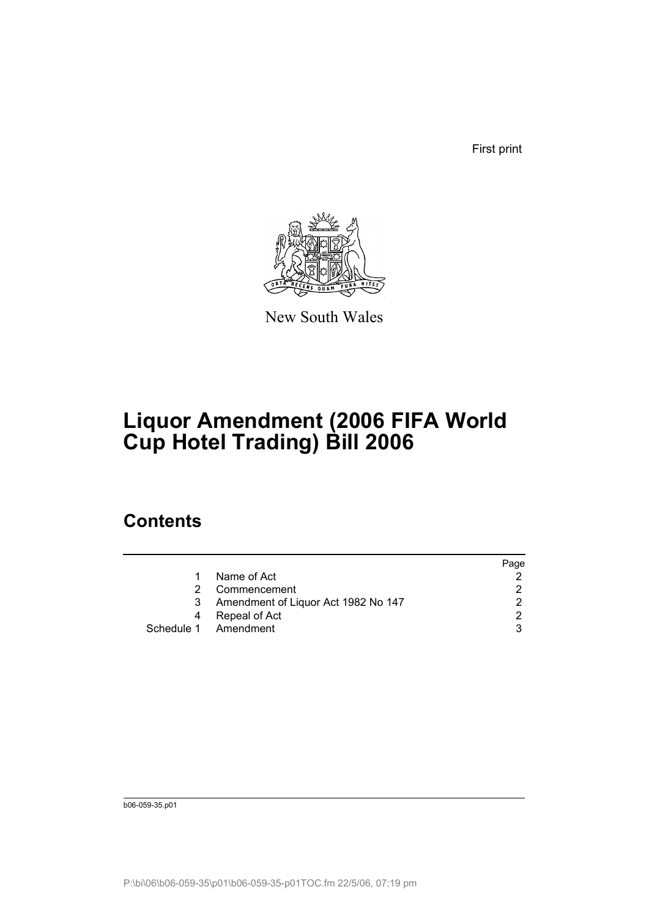First print

New South Wales

# Liquor Amendment (2006 FIFA World Cup Hotel Trading) Bill 2006

## Contents

| | | Page |
|---|---|---|
| 1 | Name of Act | 2 |
| 2 | Commencement | 2 |
| 3 | Amendment of Liquor Act 1982 No 147 | 2 |
| 4 | Repeal of Act | 2 |
| Schedule 1 | Amendment | 3 |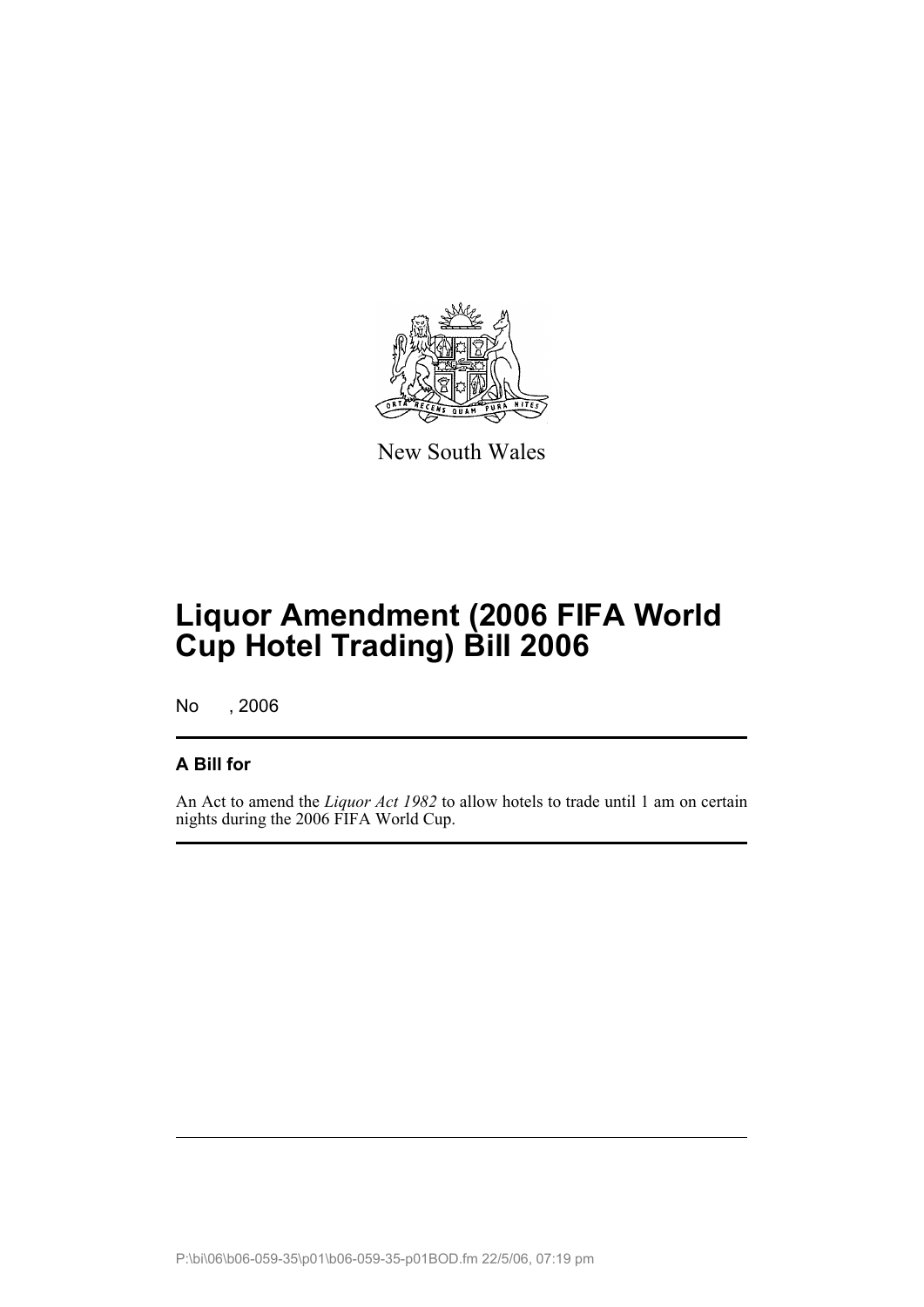New South Wales

# Liquor Amendment (2006 FIFA World Cup Hotel Trading) Bill 2006

No , 2006

**A Bill for**

An Act to amend the *Liquor Act 1982* to allow hotels to trade until 1 am on certain nights during the 2006 FIFA World Cup.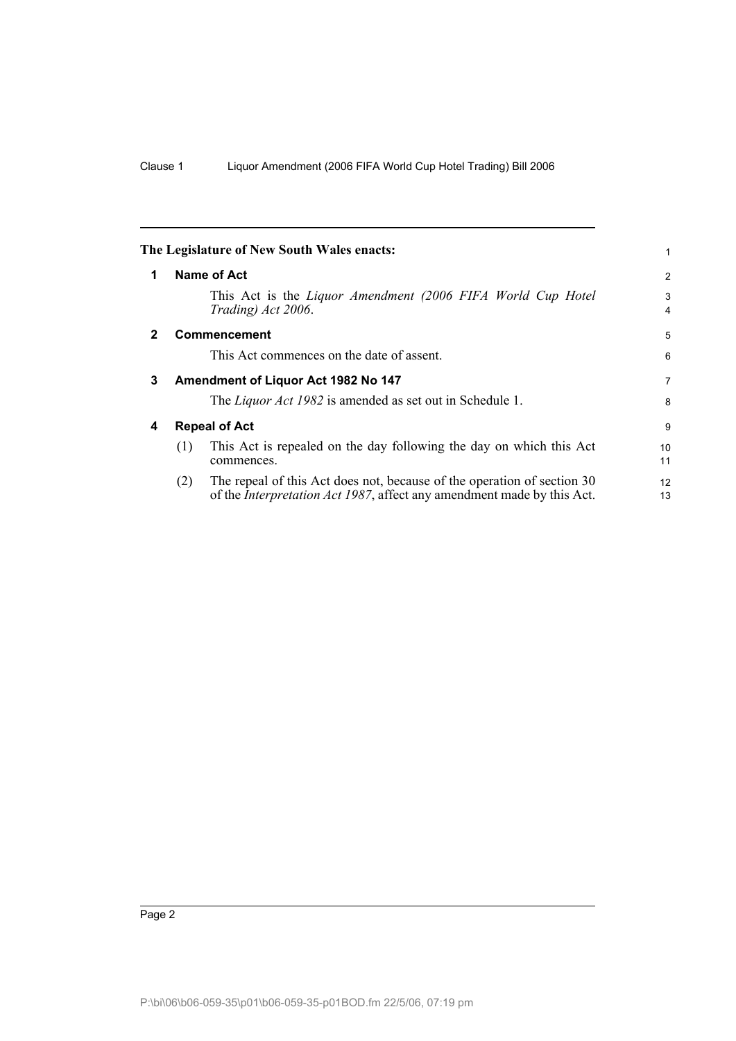The Legislature of New South Wales enacts:

## 1 Name of Act

This Act is the *Liquor Amendment (2006 FIFA World Cup Hotel Trading) Act 2006*.

## 2 Commencement

This Act commences on the date of assent.

## 3 Amendment of Liquor Act 1982 No 147

The *Liquor Act 1982* is amended as set out in Schedule 1.

## 4 Repeal of Act

(1) This Act is repealed on the day following the day on which this Act commences.

(2) The repeal of this Act does not, because of the operation of section 30 of the *Interpretation Act 1987*, affect any amendment made by this Act.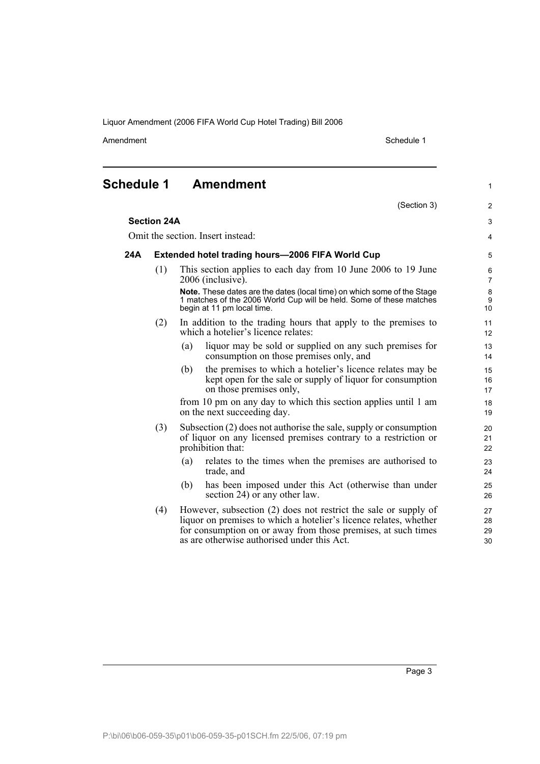# Schedule 1 Amendment

(Section 3)

**Section 24A**

Omit the section. Insert instead:

**24A Extended hotel trading hours—2006 FIFA World Cup**

(1) This section applies to each day from 10 June 2006 to 19 June 2006 (inclusive).

**Note.** These dates are the dates (local time) on which some of the Stage 1 matches of the 2006 World Cup will be held. Some of these matches begin at 11 pm local time.

(2) In addition to the trading hours that apply to the premises to which a hotelier's licence relates:

(a) liquor may be sold or supplied on any such premises for consumption on those premises only, and

(b) the premises to which a hotelier's licence relates may be kept open for the sale or supply of liquor for consumption on those premises only,

from 10 pm on any day to which this section applies until 1 am on the next succeeding day.

(3) Subsection (2) does not authorise the sale, supply or consumption of liquor on any licensed premises contrary to a restriction or prohibition that:

(a) relates to the times when the premises are authorised to trade, and

(b) has been imposed under this Act (otherwise than under section 24) or any other law.

(4) However, subsection (2) does not restrict the sale or supply of liquor on premises to which a hotelier's licence relates, whether for consumption on or away from those premises, at such times as are otherwise authorised under this Act.